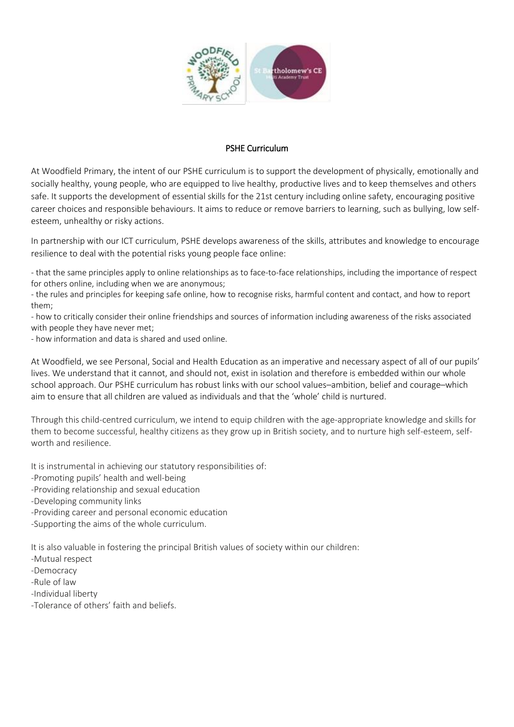# PSHE Curriculum

At Woodfield Primary, the intent of our PSHE curriculum is to support the development of physically, emotionally and socially healthy, young people, who are equipped to live healthy, productive lives and to keep themselves and others safe. It supports the development of essential skills for the 21st century including online safety, encouraging positive career choices and responsible behaviours. It aims to reduce or remove barriers to learning, such as bullying, low self-esteem, unhealthy or risky actions.

In partnership with our ICT curriculum, PSHE develops awareness of the skills, attributes and knowledge to encourage resilience to deal with the potential risks young people face online:

- that the same principles apply to online relationships as to face-to-face relationships, including the importance of respect for others online, including when we are anonymous;
- the rules and principles for keeping safe online, how to recognise risks, harmful content and contact, and how to report them;
- how to critically consider their online friendships and sources of information including awareness of the risks associated with people they have never met;
- how information and data is shared and used online.

At Woodfield, we see Personal, Social and Health Education as an imperative and necessary aspect of all of our pupils' lives. We understand that it cannot, and should not, exist in isolation and therefore is embedded within our whole school approach. Our PSHE curriculum has robust links with our school values–ambition, belief and courage–which aim to ensure that all children are valued as individuals and that the 'whole' child is nurtured.

Through this child-centred curriculum, we intend to equip children with the age-appropriate knowledge and skills for them to become successful, healthy citizens as they grow up in British society, and to nurture high self-esteem, self-worth and resilience.

It is instrumental in achieving our statutory responsibilities of:

- Promoting pupils' health and well-being
- Providing relationship and sexual education
- Developing community links
- Providing career and personal economic education
- Supporting the aims of the whole curriculum.

It is also valuable in fostering the principal British values of society within our children:

- Mutual respect
- Democracy
- Rule of law
- Individual liberty
- Tolerance of others' faith and beliefs.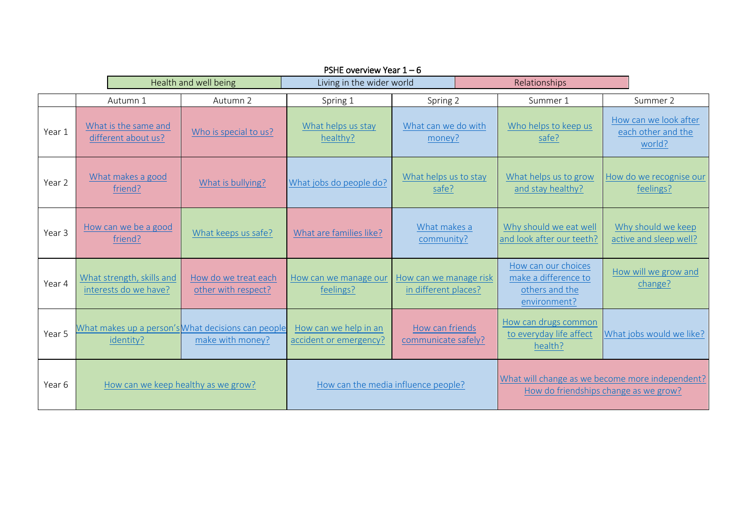# PSHE overview Year 1 – 6

| Health and well being | Living in the wider world | Relationships |
|---|---|---|

| | Autumn 1 | Autumn 2 | Spring 1 | Spring 2 | Summer 1 | Summer 2 |
|---|---|---|---|---|---|---|
| Year 1 | What is the same and different about us? | Who is special to us? | What helps us stay healthy? | What can we do with money? | Who helps to keep us safe? | How can we look after each other and the world? |
| Year 2 | What makes a good friend? | What is bullying? | What jobs do people do? | What helps us to stay safe? | What helps us to grow and stay healthy? | How do we recognise our feelings? |
| Year 3 | How can we be a good friend? | What keeps us safe? | What are families like? | What makes a community? | Why should we eat well and look after our teeth? | Why should we keep active and sleep well? |
| Year 4 | What strength, skills and interests do we have? | How do we treat each other with respect? | How can we manage our feelings? | How can we manage risk in different places? | How can our choices make a difference to others and the environment? | How will we grow and change? |
| Year 5 | What makes up a person's identity? | What decisions can people make with money? | How can we help in an accident or emergency? | How can friends communicate safely? | How can drugs common to everyday life affect health? | What jobs would we like? |
| Year 6 | How can we keep healthy as we grow? | | How can the media influence people? | | What will change as we become more independent? How do friendships change as we grow? | |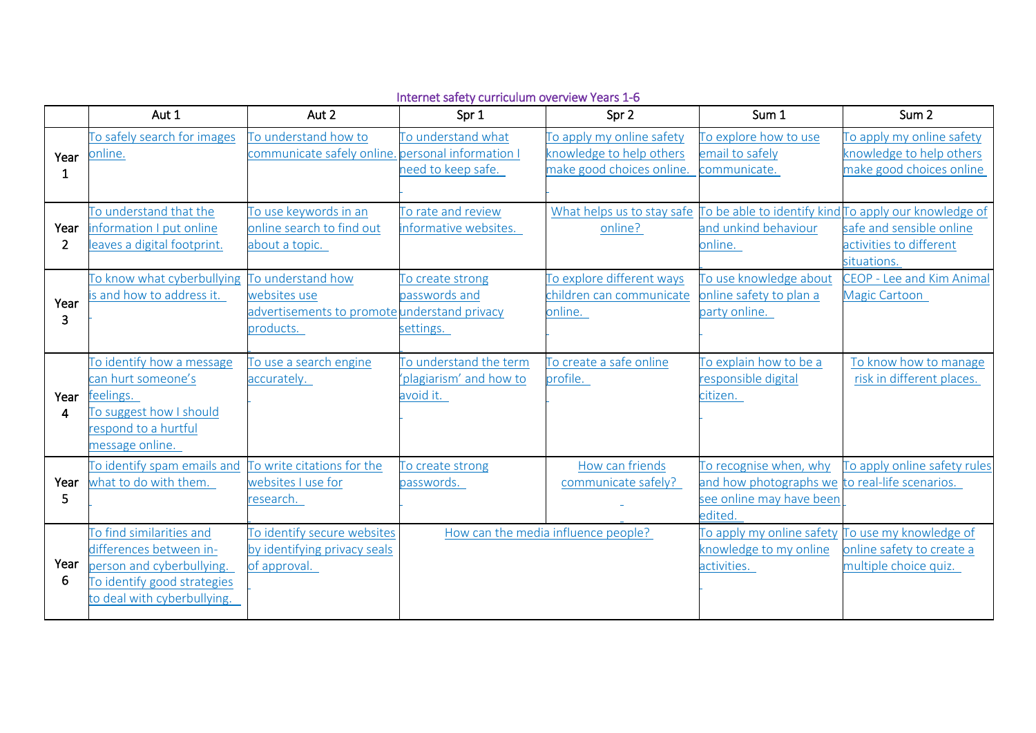Internet safety curriculum overview Years 1-6

| | Aut 1 | Aut 2 | Spr 1 | Spr 2 | Sum 1 | Sum 2 |
|---|---|---|---|---|---|---|
| Year 1 | To safely search for images online. | To understand how to communicate safely online. | To understand what personal information I need to keep safe. | To apply my online safety knowledge to help others make good choices online. | To explore how to use email to safely communicate. | To apply my online safety knowledge to help others make good choices online |
| Year 2 | To understand that the information I put online leaves a digital footprint. | To use keywords in an online search to find out about a topic. | To rate and review informative websites. | What helps us to stay safe online? | To be able to identify kind and unkind behaviour online. | To apply our knowledge of safe and sensible online activities to different situations. |
| Year 3 | To know what cyberbullying is and how to address it. | To understand how websites use advertisements to promote products. | To create strong passwords and understand privacy settings. | To explore different ways children can communicate online. | To use knowledge about online safety to plan a party online. | CEOP - Lee and Kim Animal Magic Cartoon |
| Year 4 | To identify how a message can hurt someone's feelings.<br>To suggest how I should respond to a hurtful message online. | To use a search engine accurately. | To understand the term 'plagiarism' and how to avoid it. | To create a safe online profile. | To explain how to be a responsible digital citizen. | To know how to manage risk in different places. |
| Year 5 | To identify spam emails and what to do with them. | To write citations for the websites I use for research. | To create strong passwords. | How can friends communicate safely? | To recognise when, why and how photographs we see online may have been edited. | To apply online safety rules to real-life scenarios. |
| Year 6 | To find similarities and differences between in-person and cyberbullying.<br>To identify good strategies to deal with cyberbullying. | To identify secure websites by identifying privacy seals of approval. | How can the media influence people? | | To apply my online safety knowledge to my online activities. | To use my knowledge of online safety to create a multiple choice quiz. |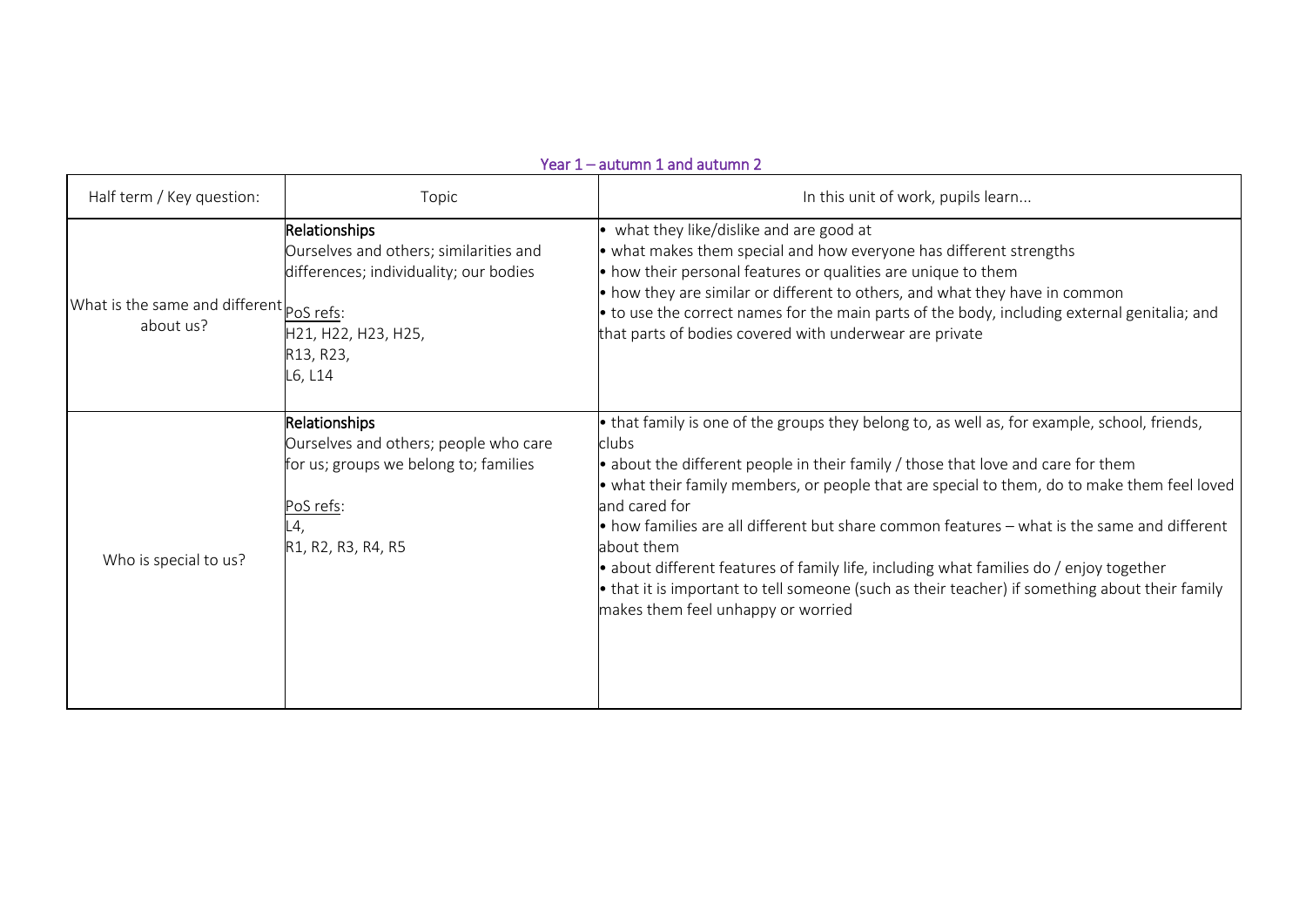## Year 1 – autumn 1 and autumn 2

| Half term / Key question: | Topic | In this unit of work, pupils learn... |
|---|---|---|
| What is the same and different about us? | **Relationships**<br>Ourselves and others; similarities and differences; individuality; our bodies<br><br>PoS refs:<br>H21, H22, H23, H25,<br>R13, R23,<br>L6, L14 | • what they like/dislike and are good at<br>• what makes them special and how everyone has different strengths<br>• how their personal features or qualities are unique to them<br>• how they are similar or different to others, and what they have in common<br>• to use the correct names for the main parts of the body, including external genitalia; and that parts of bodies covered with underwear are private |
| Who is special to us? | **Relationships**<br>Ourselves and others; people who care for us; groups we belong to; families<br><br>PoS refs:<br>L4,<br>R1, R2, R3, R4, R5 | • that family is one of the groups they belong to, as well as, for example, school, friends, clubs<br>• about the different people in their family / those that love and care for them<br>• what their family members, or people that are special to them, do to make them feel loved and cared for<br>• how families are all different but share common features – what is the same and different about them<br>• about different features of family life, including what families do / enjoy together<br>• that it is important to tell someone (such as their teacher) if something about their family makes them feel unhappy or worried |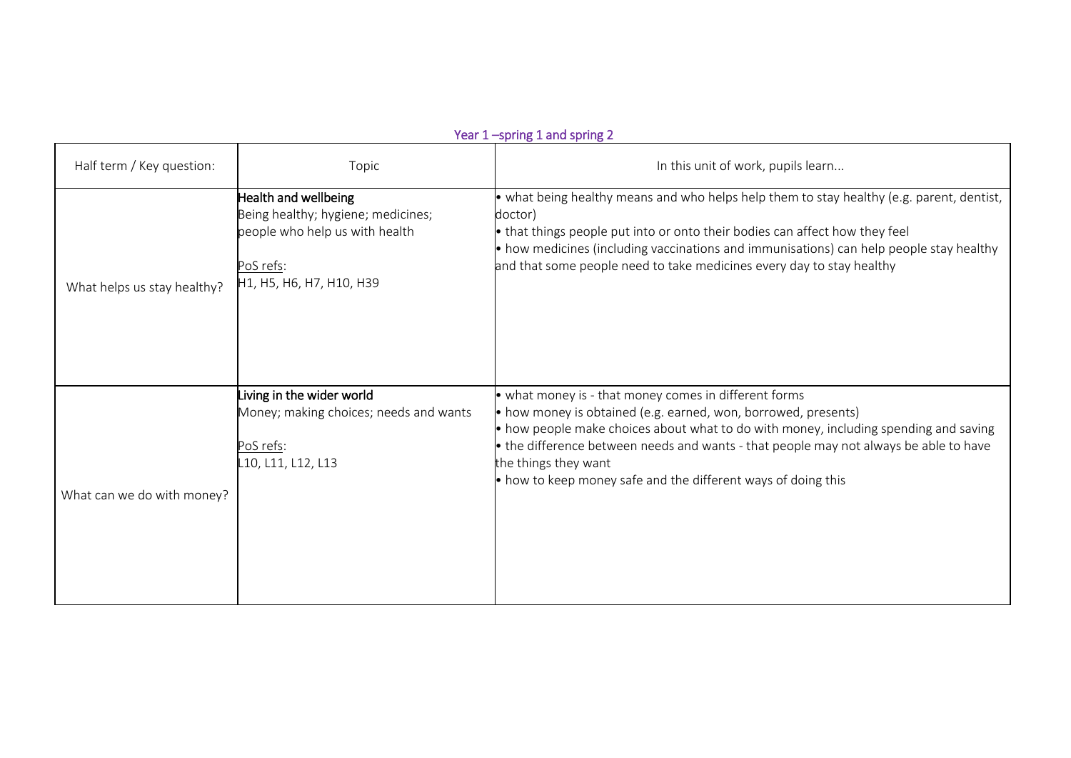## Year 1 –spring 1 and spring 2

| Half term / Key question: | Topic | In this unit of work, pupils learn... |
| --- | --- | --- |
| What helps us stay healthy? | **Health and wellbeing**<br>Being healthy; hygiene; medicines; people who help us with health<br><br>PoS refs:<br>H1, H5, H6, H7, H10, H39 | • what being healthy means and who helps help them to stay healthy (e.g. parent, dentist, doctor)<br>• that things people put into or onto their bodies can affect how they feel<br>• how medicines (including vaccinations and immunisations) can help people stay healthy and that some people need to take medicines every day to stay healthy |
| What can we do with money? | **Living in the wider world**<br>Money; making choices; needs and wants<br><br>PoS refs:<br>L10, L11, L12, L13 | • what money is - that money comes in different forms<br>• how money is obtained (e.g. earned, won, borrowed, presents)<br>• how people make choices about what to do with money, including spending and saving<br>• the difference between needs and wants - that people may not always be able to have the things they want<br>• how to keep money safe and the different ways of doing this |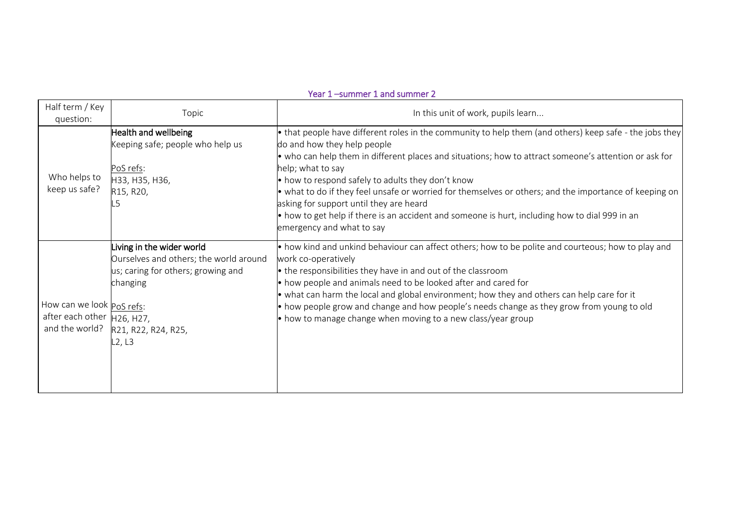## Year 1 –summer 1 and summer 2

| Half term / Key question: | Topic | In this unit of work, pupils learn... |
| --- | --- | --- |
| Who helps to keep us safe? | **Health and wellbeing**<br>Keeping safe; people who help us<br><br>PoS refs:<br>H33, H35, H36,<br>R15, R20,<br>L5 | • that people have different roles in the community to help them (and others) keep safe - the jobs they do and how they help people<br>• who can help them in different places and situations; how to attract someone's attention or ask for help; what to say<br>• how to respond safely to adults they don't know<br>• what to do if they feel unsafe or worried for themselves or others; and the importance of keeping on asking for support until they are heard<br>• how to get help if there is an accident and someone is hurt, including how to dial 999 in an emergency and what to say |
| How can we look after each other and the world? | **Living in the wider world**<br>Ourselves and others; the world around us; caring for others; growing and changing<br><br>PoS refs:<br>H26, H27,<br>R21, R22, R24, R25,<br>L2, L3 | • how kind and unkind behaviour can affect others; how to be polite and courteous; how to play and work co-operatively<br>• the responsibilities they have in and out of the classroom<br>• how people and animals need to be looked after and cared for<br>• what can harm the local and global environment; how they and others can help care for it<br>• how people grow and change and how people's needs change as they grow from young to old<br>• how to manage change when moving to a new class/year group |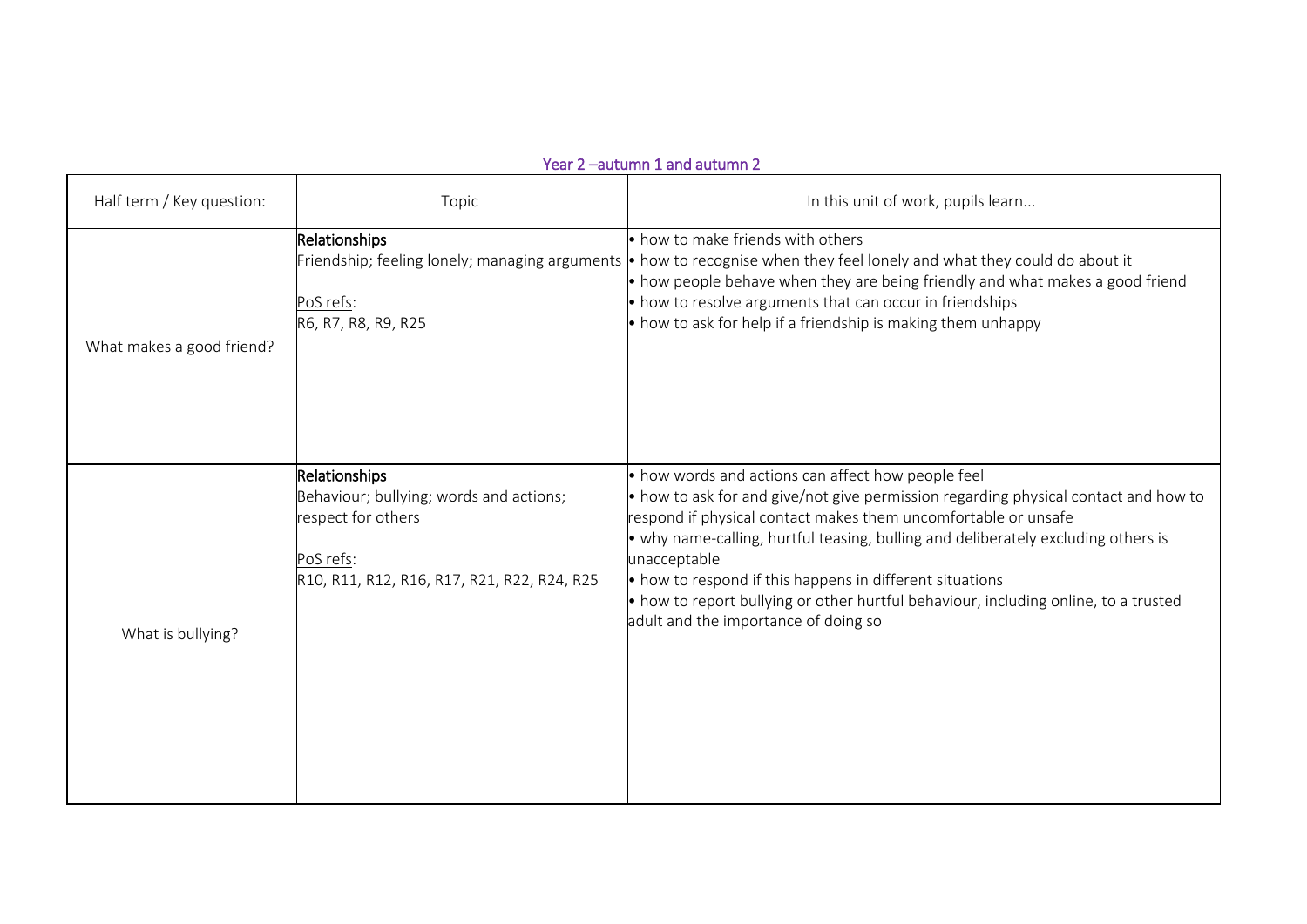## Year 2 –autumn 1 and autumn 2

| Half term / Key question: | Topic | In this unit of work, pupils learn... |
|---|---|---|
| What makes a good friend? | **Relationships**<br>Friendship; feeling lonely; managing arguments<br><br>PoS refs:<br>R6, R7, R8, R9, R25 | • how to make friends with others<br>• how to recognise when they feel lonely and what they could do about it<br>• how people behave when they are being friendly and what makes a good friend<br>• how to resolve arguments that can occur in friendships<br>• how to ask for help if a friendship is making them unhappy |
| What is bullying? | **Relationships**<br>Behaviour; bullying; words and actions; respect for others<br><br>PoS refs:<br>R10, R11, R12, R16, R17, R21, R22, R24, R25 | • how words and actions can affect how people feel<br>• how to ask for and give/not give permission regarding physical contact and how to respond if physical contact makes them uncomfortable or unsafe<br>• why name-calling, hurtful teasing, bulling and deliberately excluding others is unacceptable<br>• how to respond if this happens in different situations<br>• how to report bullying or other hurtful behaviour, including online, to a trusted adult and the importance of doing so |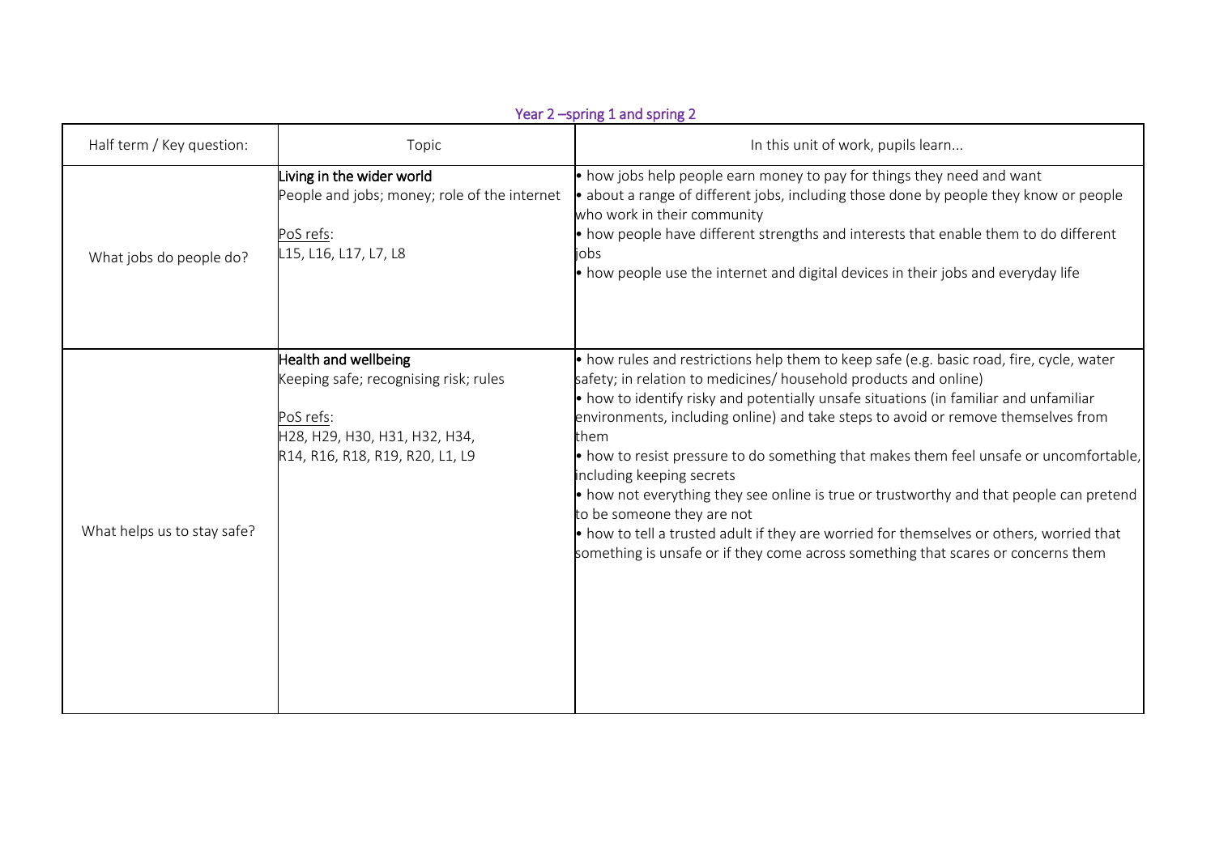Year 2 –spring 1 and spring 2

| Half term / Key question: | Topic | In this unit of work, pupils learn... |
|---|---|---|
| What jobs do people do? | Living in the wider world<br>People and jobs; money; role of the internet<br><br>PoS refs:<br>L15, L16, L17, L7, L8 | • how jobs help people earn money to pay for things they need and want<br>• about a range of different jobs, including those done by people they know or people who work in their community<br>• how people have different strengths and interests that enable them to do different jobs<br>• how people use the internet and digital devices in their jobs and everyday life |
| What helps us to stay safe? | Health and wellbeing<br>Keeping safe; recognising risk; rules<br><br>PoS refs:<br>H28, H29, H30, H31, H32, H34, R14, R16, R18, R19, R20, L1, L9 | • how rules and restrictions help them to keep safe (e.g. basic road, fire, cycle, water safety; in relation to medicines/ household products and online)<br>• how to identify risky and potentially unsafe situations (in familiar and unfamiliar environments, including online) and take steps to avoid or remove themselves from them<br>• how to resist pressure to do something that makes them feel unsafe or uncomfortable, including keeping secrets<br>• how not everything they see online is true or trustworthy and that people can pretend to be someone they are not<br>• how to tell a trusted adult if they are worried for themselves or others, worried that something is unsafe or if they come across something that scares or concerns them |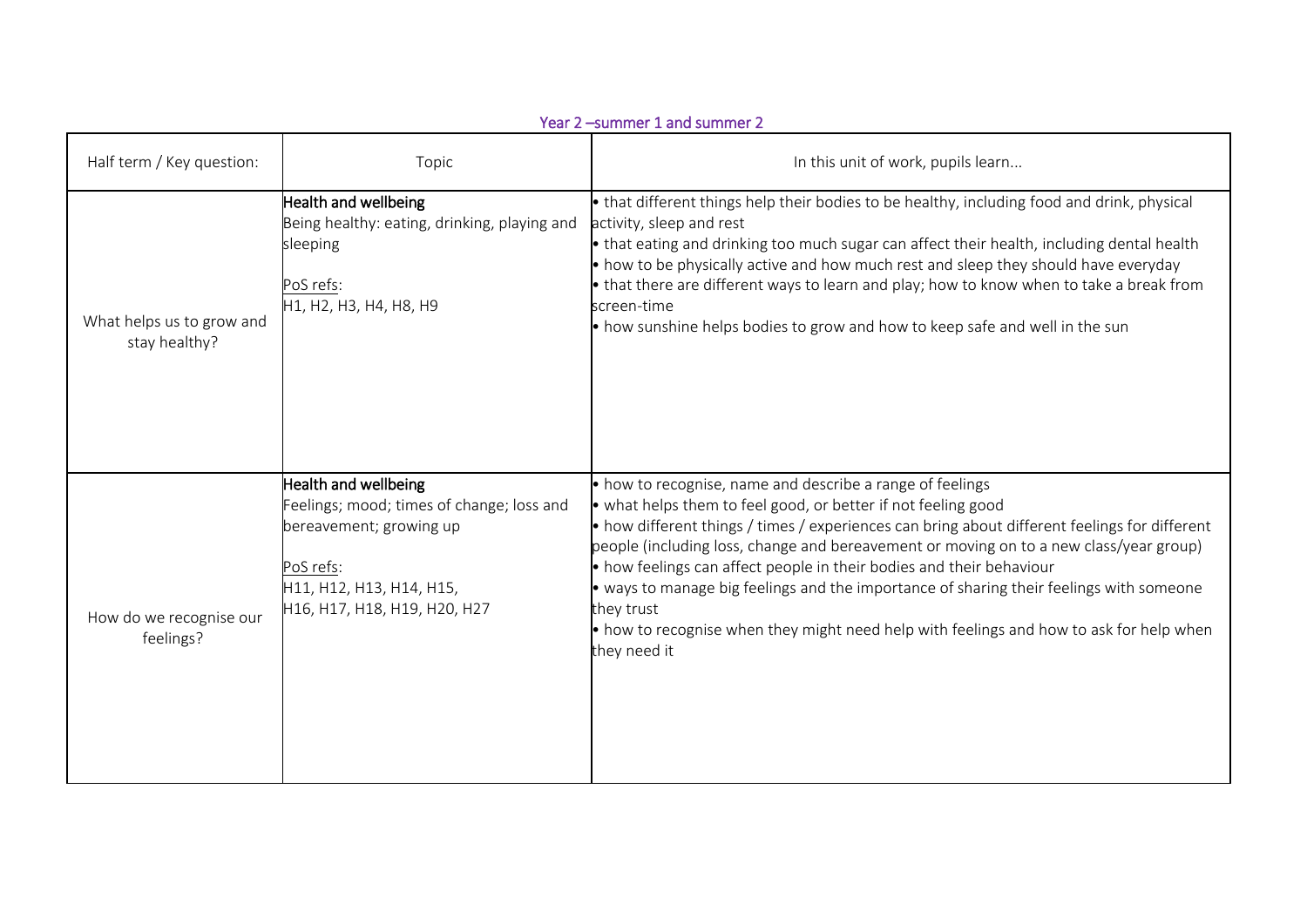## Year 2 –summer 1 and summer 2

| Half term / Key question: | Topic | In this unit of work, pupils learn... |
| --- | --- | --- |
| What helps us to grow and stay healthy? | **Health and wellbeing**<br>Being healthy: eating, drinking, playing and sleeping<br><br><u>PoS refs</u>:<br>H1, H2, H3, H4, H8, H9 | • that different things help their bodies to be healthy, including food and drink, physical activity, sleep and rest<br>• that eating and drinking too much sugar can affect their health, including dental health<br>• how to be physically active and how much rest and sleep they should have everyday<br>• that there are different ways to learn and play; how to know when to take a break from screen-time<br>• how sunshine helps bodies to grow and how to keep safe and well in the sun |
| How do we recognise our feelings? | **Health and wellbeing**<br>Feelings; mood; times of change; loss and bereavement; growing up<br><br><u>PoS refs</u>:<br>H11, H12, H13, H14, H15,<br>H16, H17, H18, H19, H20, H27 | • how to recognise, name and describe a range of feelings<br>• what helps them to feel good, or better if not feeling good<br>• how different things / times / experiences can bring about different feelings for different people (including loss, change and bereavement or moving on to a new class/year group)<br>• how feelings can affect people in their bodies and their behaviour<br>• ways to manage big feelings and the importance of sharing their feelings with someone they trust<br>• how to recognise when they might need help with feelings and how to ask for help when they need it |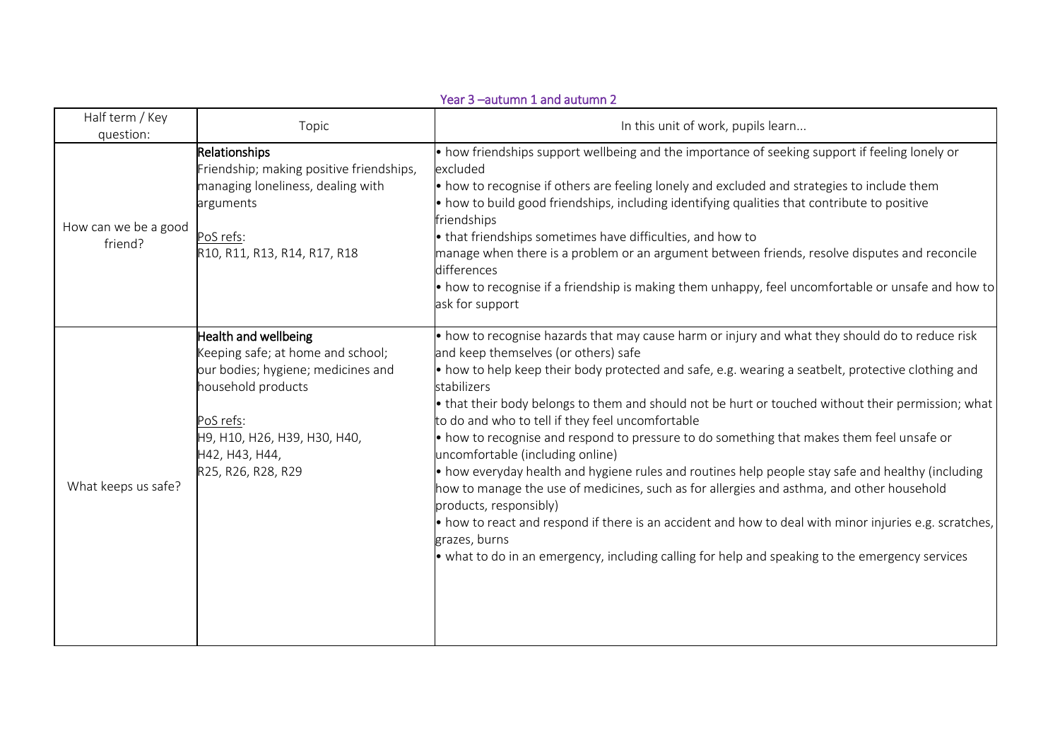## Year 3 –autumn 1 and autumn 2

| Half term / Key question: | Topic | In this unit of work, pupils learn... |
|---|---|---|
| How can we be a good friend? | **Relationships**<br>Friendship; making positive friendships, managing loneliness, dealing with arguments<br><br><u>PoS refs</u>:<br>R10, R11, R13, R14, R17, R18 | • how friendships support wellbeing and the importance of seeking support if feeling lonely or excluded<br>• how to recognise if others are feeling lonely and excluded and strategies to include them<br>• how to build good friendships, including identifying qualities that contribute to positive friendships<br>• that friendships sometimes have difficulties, and how to manage when there is a problem or an argument between friends, resolve disputes and reconcile differences<br>• how to recognise if a friendship is making them unhappy, feel uncomfortable or unsafe and how to ask for support |
| What keeps us safe? | **Health and wellbeing**<br>Keeping safe; at home and school; our bodies; hygiene; medicines and household products<br><br><u>PoS refs</u>:<br>H9, H10, H26, H39, H30, H40, H42, H43, H44,<br>R25, R26, R28, R29 | • how to recognise hazards that may cause harm or injury and what they should do to reduce risk and keep themselves (or others) safe<br>• how to help keep their body protected and safe, e.g. wearing a seatbelt, protective clothing and stabilizers<br>• that their body belongs to them and should not be hurt or touched without their permission; what to do and who to tell if they feel uncomfortable<br>• how to recognise and respond to pressure to do something that makes them feel unsafe or uncomfortable (including online)<br>• how everyday health and hygiene rules and routines help people stay safe and healthy (including how to manage the use of medicines, such as for allergies and asthma, and other household products, responsibly)<br>• how to react and respond if there is an accident and how to deal with minor injuries e.g. scratches, grazes, burns<br>• what to do in an emergency, including calling for help and speaking to the emergency services |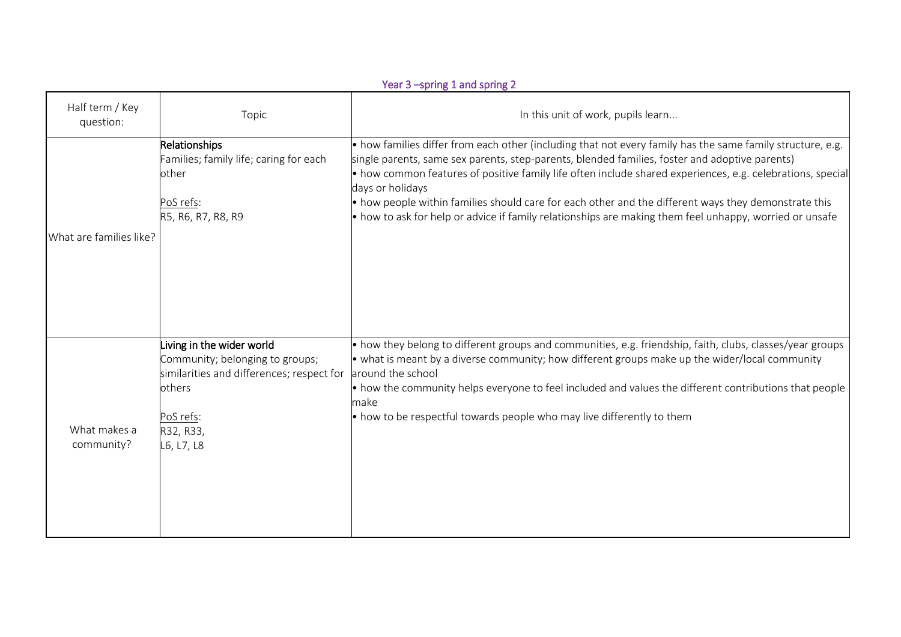## Year 3 –spring 1 and spring 2

| Half term / Key question: | Topic | In this unit of work, pupils learn... |
|---|---|---|
| What are families like? | **Relationships**<br>Families; family life; caring for each other<br><br>PoS refs:<br>R5, R6, R7, R8, R9 | • how families differ from each other (including that not every family has the same family structure, e.g. single parents, same sex parents, step-parents, blended families, foster and adoptive parents)<br>• how common features of positive family life often include shared experiences, e.g. celebrations, special days or holidays<br>• how people within families should care for each other and the different ways they demonstrate this<br>• how to ask for help or advice if family relationships are making them feel unhappy, worried or unsafe |
| What makes a community? | Living in the wider world<br>Community; belonging to groups; similarities and differences; respect for others<br><br>PoS refs:<br>R32, R33,<br>L6, L7, L8 | • how they belong to different groups and communities, e.g. friendship, faith, clubs, classes/year groups<br>• what is meant by a diverse community; how different groups make up the wider/local community around the school<br>• how the community helps everyone to feel included and values the different contributions that people make<br>• how to be respectful towards people who may live differently to them |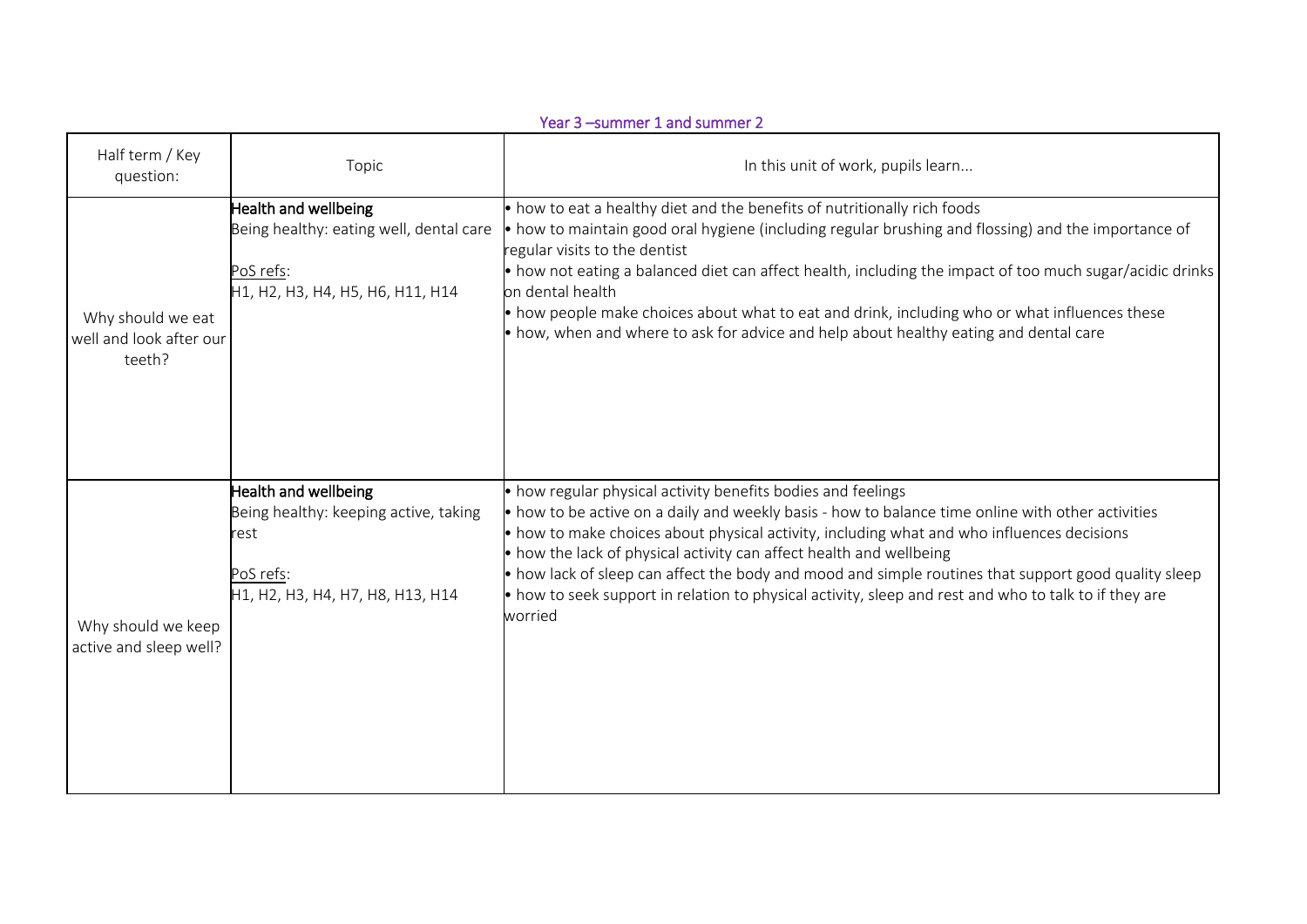## Year 3 –summer 1 and summer 2

| Half term / Key question: | Topic | In this unit of work, pupils learn... |
|---|---|---|
| Why should we eat well and look after our teeth? | **Health and wellbeing**<br>Being healthy: eating well, dental care<br><br>PoS refs:<br>H1, H2, H3, H4, H5, H6, H11, H14 | • how to eat a healthy diet and the benefits of nutritionally rich foods<br>• how to maintain good oral hygiene (including regular brushing and flossing) and the importance of regular visits to the dentist<br>• how not eating a balanced diet can affect health, including the impact of too much sugar/acidic drinks on dental health<br>• how people make choices about what to eat and drink, including who or what influences these<br>• how, when and where to ask for advice and help about healthy eating and dental care |
| Why should we keep active and sleep well? | **Health and wellbeing**<br>Being healthy: keeping active, taking rest<br><br>PoS refs:<br>H1, H2, H3, H4, H7, H8, H13, H14 | • how regular physical activity benefits bodies and feelings<br>• how to be active on a daily and weekly basis - how to balance time online with other activities<br>• how to make choices about physical activity, including what and who influences decisions<br>• how the lack of physical activity can affect health and wellbeing<br>• how lack of sleep can affect the body and mood and simple routines that support good quality sleep<br>• how to seek support in relation to physical activity, sleep and rest and who to talk to if they are worried |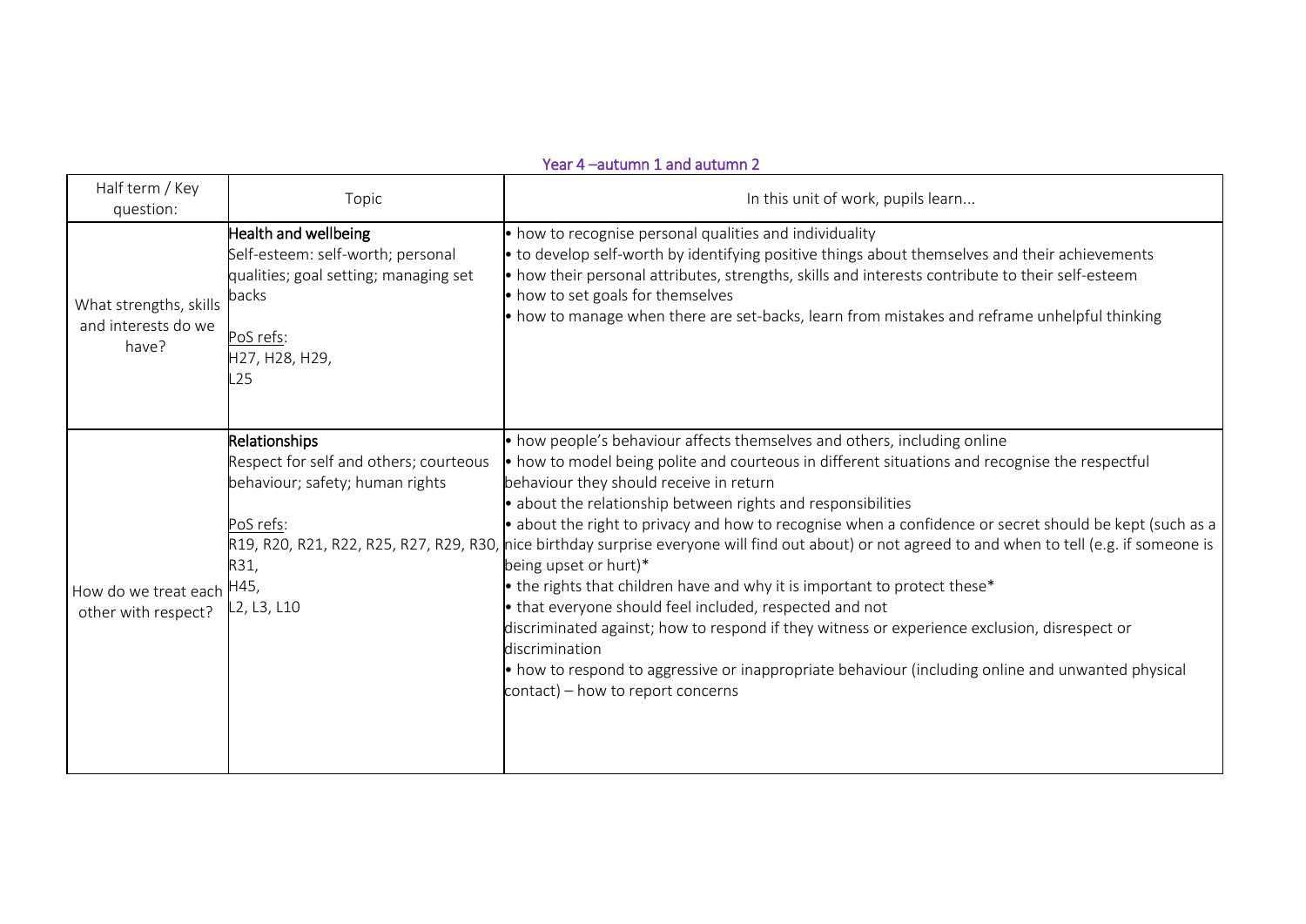## Year 4 –autumn 1 and autumn 2

| Half term / Key question: | Topic | In this unit of work, pupils learn... |
|---|---|---|
| What strengths, skills and interests do we have? | **Health and wellbeing**<br>Self-esteem: self-worth; personal qualities; goal setting; managing set backs<br><br>PoS refs:<br>H27, H28, H29,<br>L25 | • how to recognise personal qualities and individuality<br>• to develop self-worth by identifying positive things about themselves and their achievements<br>• how their personal attributes, strengths, skills and interests contribute to their self-esteem<br>• how to set goals for themselves<br>• how to manage when there are set-backs, learn from mistakes and reframe unhelpful thinking |
| How do we treat each other with respect? | **Relationships**<br>Respect for self and others; courteous behaviour; safety; human rights<br><br>PoS refs:<br>R19, R20, R21, R22, R25, R27, R29, R30, R31,<br>H45,<br>L2, L3, L10 | • how people's behaviour affects themselves and others, including online<br>• how to model being polite and courteous in different situations and recognise the respectful behaviour they should receive in return<br>• about the relationship between rights and responsibilities<br>• about the right to privacy and how to recognise when a confidence or secret should be kept (such as a nice birthday surprise everyone will find out about) or not agreed to and when to tell (e.g. if someone is being upset or hurt)*<br>• the rights that children have and why it is important to protect these*<br>• that everyone should feel included, respected and not discriminated against; how to respond if they witness or experience exclusion, disrespect or discrimination<br>• how to respond to aggressive or inappropriate behaviour (including online and unwanted physical contact) – how to report concerns |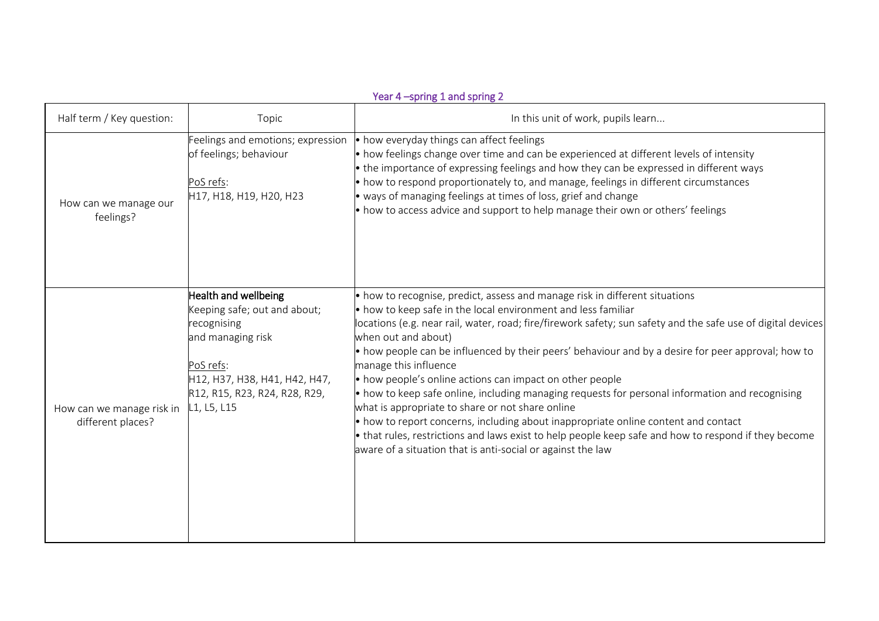## Year 4 –spring 1 and spring 2

| Half term / Key question: | Topic | In this unit of work, pupils learn... |
|---|---|---|
| How can we manage our feelings? | Feelings and emotions; expression of feelings; behaviour<br><br>PoS refs:<br>H17, H18, H19, H20, H23 | • how everyday things can affect feelings<br>• how feelings change over time and can be experienced at different levels of intensity<br>• the importance of expressing feelings and how they can be expressed in different ways<br>• how to respond proportionately to, and manage, feelings in different circumstances<br>• ways of managing feelings at times of loss, grief and change<br>• how to access advice and support to help manage their own or others' feelings |
| How can we manage risk in different places? | **Health and wellbeing**<br>Keeping safe; out and about; recognising and managing risk<br><br>PoS refs:<br>H12, H37, H38, H41, H42, H47, R12, R15, R23, R24, R28, R29, L1, L5, L15 | • how to recognise, predict, assess and manage risk in different situations<br>• how to keep safe in the local environment and less familiar locations (e.g. near rail, water, road; fire/firework safety; sun safety and the safe use of digital devices when out and about)<br>• how people can be influenced by their peers' behaviour and by a desire for peer approval; how to manage this influence<br>• how people's online actions can impact on other people<br>• how to keep safe online, including managing requests for personal information and recognising what is appropriate to share or not share online<br>• how to report concerns, including about inappropriate online content and contact<br>• that rules, restrictions and laws exist to help people keep safe and how to respond if they become aware of a situation that is anti-social or against the law |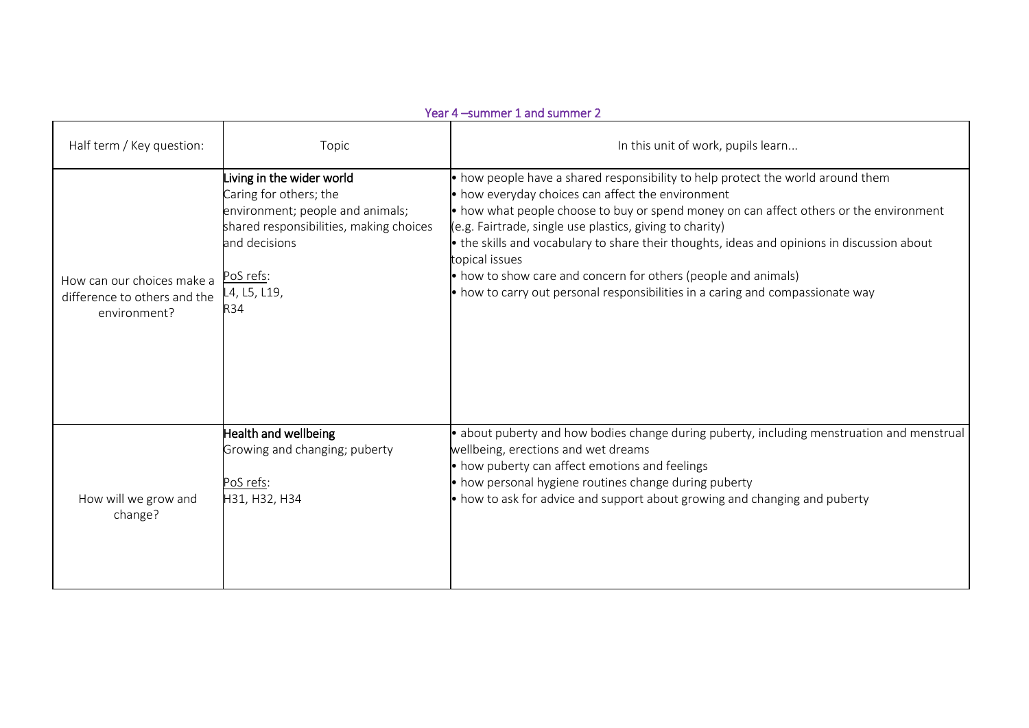## Year 4 –summer 1 and summer 2

| Half term / Key question: | Topic | In this unit of work, pupils learn... |
|---|---|---|
| How can our choices make a difference to others and the environment? | **Living in the wider world**<br>Caring for others; the environment; people and animals; shared responsibilities, making choices and decisions<br><br>PoS refs:<br>L4, L5, L19,<br>R34 | • how people have a shared responsibility to help protect the world around them<br>• how everyday choices can affect the environment<br>• how what people choose to buy or spend money on can affect others or the environment (e.g. Fairtrade, single use plastics, giving to charity)<br>• the skills and vocabulary to share their thoughts, ideas and opinions in discussion about topical issues<br>• how to show care and concern for others (people and animals)<br>• how to carry out personal responsibilities in a caring and compassionate way |
| How will we grow and change? | **Health and wellbeing**<br>Growing and changing; puberty<br><br>PoS refs:<br>H31, H32, H34 | • about puberty and how bodies change during puberty, including menstruation and menstrual wellbeing, erections and wet dreams<br>• how puberty can affect emotions and feelings<br>• how personal hygiene routines change during puberty<br>• how to ask for advice and support about growing and changing and puberty |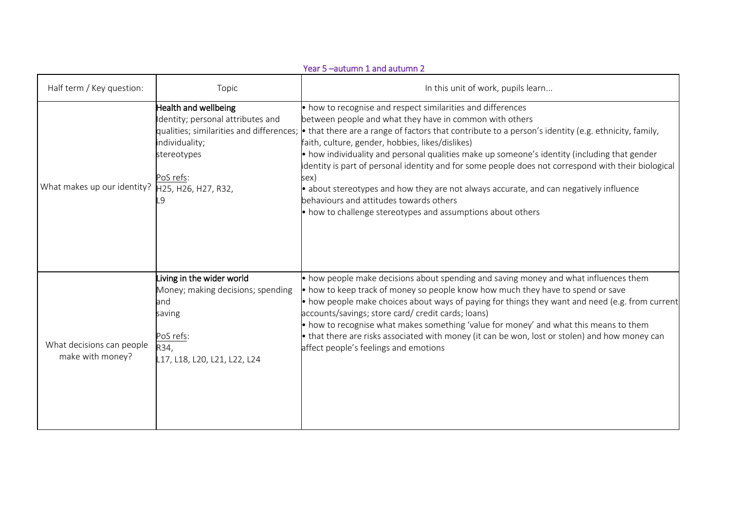Year 5 –autumn 1 and autumn 2

| Half term / Key question: | Topic | In this unit of work, pupils learn... |
| --- | --- | --- |
| What makes up our identity? | **Health and wellbeing**<br>Identity; personal attributes and qualities; similarities and differences; individuality; stereotypes<br><br><u>PoS refs</u>:<br>H25, H26, H27, R32, L9 | • how to recognise and respect similarities and differences between people and what they have in common with others<br>• that there are a range of factors that contribute to a person's identity (e.g. ethnicity, family, faith, culture, gender, hobbies, likes/dislikes)<br>• how individuality and personal qualities make up someone's identity (including that gender identity is part of personal identity and for some people does not correspond with their biological sex)<br>• about stereotypes and how they are not always accurate, and can negatively influence behaviours and attitudes towards others<br>• how to challenge stereotypes and assumptions about others |
| What decisions can people make with money? | **Living in the wider world**<br>Money; making decisions; spending and saving<br><br><u>PoS refs</u>:<br>R34, L17, L18, L20, L21, L22, L24 | • how people make decisions about spending and saving money and what influences them<br>• how to keep track of money so people know how much they have to spend or save<br>• how people make choices about ways of paying for things they want and need (e.g. from current accounts/savings; store card/ credit cards; loans)<br>• how to recognise what makes something 'value for money' and what this means to them<br>• that there are risks associated with money (it can be won, lost or stolen) and how money can affect people's feelings and emotions |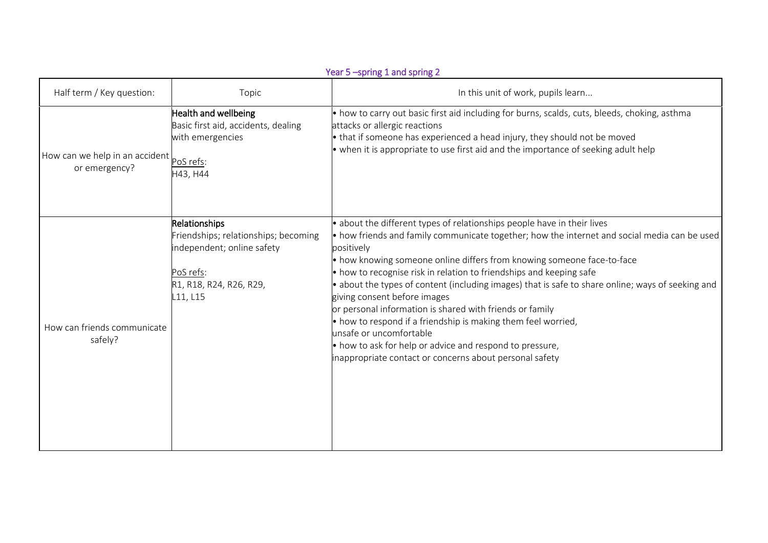Year 5 –spring 1 and spring 2

| Half term / Key question: | Topic | In this unit of work, pupils learn... |
| --- | --- | --- |
| How can we help in an accident or emergency? | **Health and wellbeing**<br>Basic first aid, accidents, dealing with emergencies<br><br><u>PoS refs</u>:<br>H43, H44 | • how to carry out basic first aid including for burns, scalds, cuts, bleeds, choking, asthma attacks or allergic reactions<br>• that if someone has experienced a head injury, they should not be moved<br>• when it is appropriate to use first aid and the importance of seeking adult help |
| How can friends communicate safely? | **Relationships**<br>Friendships; relationships; becoming independent; online safety<br><br><u>PoS refs</u>:<br>R1, R18, R24, R26, R29,<br>L11, L15 | • about the different types of relationships people have in their lives<br>• how friends and family communicate together; how the internet and social media can be used positively<br>• how knowing someone online differs from knowing someone face-to-face<br>• how to recognise risk in relation to friendships and keeping safe<br>• about the types of content (including images) that is safe to share online; ways of seeking and giving consent before images or personal information is shared with friends or family<br>• how to respond if a friendship is making them feel worried, unsafe or uncomfortable<br>• how to ask for help or advice and respond to pressure, inappropriate contact or concerns about personal safety |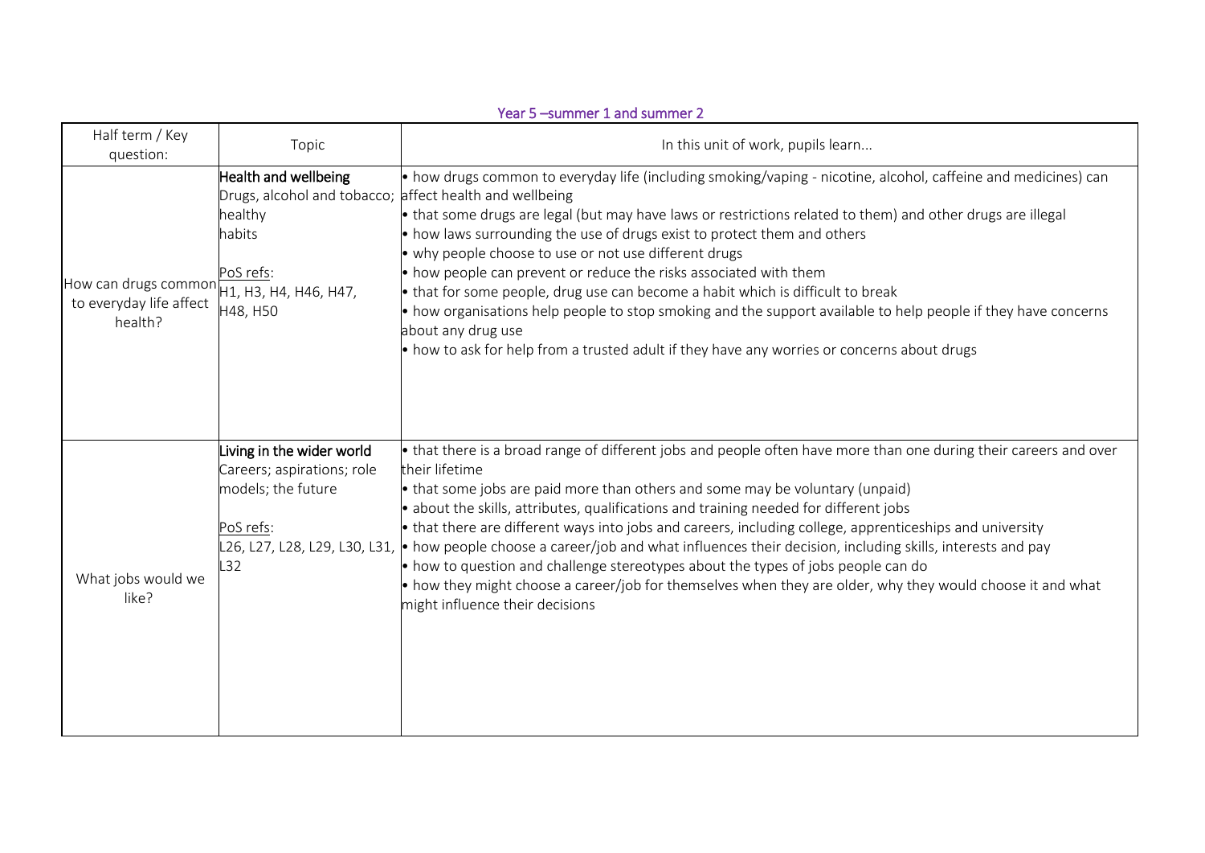Year 5 –summer 1 and summer 2

| Half term / Key question: | Topic | In this unit of work, pupils learn... |
|---|---|---|
| How can drugs common to everyday life affect health? | **Health and wellbeing**<br>Drugs, alcohol and tobacco; healthy habits<br><br>PoS refs:<br>H1, H3, H4, H46, H47, H48, H50 | • how drugs common to everyday life (including smoking/vaping - nicotine, alcohol, caffeine and medicines) can affect health and wellbeing<br>• that some drugs are legal (but may have laws or restrictions related to them) and other drugs are illegal<br>• how laws surrounding the use of drugs exist to protect them and others<br>• why people choose to use or not use different drugs<br>• how people can prevent or reduce the risks associated with them<br>• that for some people, drug use can become a habit which is difficult to break<br>• how organisations help people to stop smoking and the support available to help people if they have concerns about any drug use<br>• how to ask for help from a trusted adult if they have any worries or concerns about drugs |
| What jobs would we like? | **Living in the wider world**<br>Careers; aspirations; role models; the future<br><br>PoS refs:<br>L26, L27, L28, L29, L30, L31, L32 | • that there is a broad range of different jobs and people often have more than one during their careers and over their lifetime<br>• that some jobs are paid more than others and some may be voluntary (unpaid)<br>• about the skills, attributes, qualifications and training needed for different jobs<br>• that there are different ways into jobs and careers, including college, apprenticeships and university<br>• how people choose a career/job and what influences their decision, including skills, interests and pay<br>• how to question and challenge stereotypes about the types of jobs people can do<br>• how they might choose a career/job for themselves when they are older, why they would choose it and what might influence their decisions |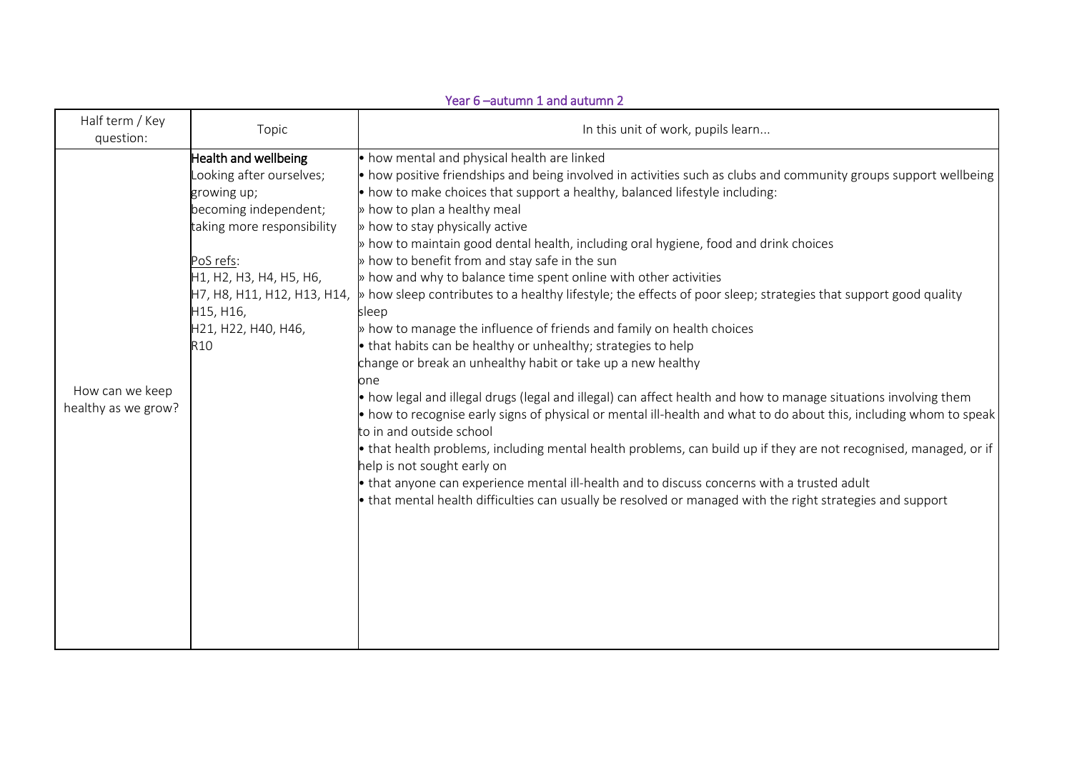## Year 6 –autumn 1 and autumn 2

| Half term / Key question: | Topic | In this unit of work, pupils learn... |
|---|---|---|
| How can we keep healthy as we grow? | **Health and wellbeing**<br>Looking after ourselves; growing up; becoming independent; taking more responsibility<br><br>PoS refs:<br>H1, H2, H3, H4, H5, H6, H7, H8, H11, H12, H13, H14, H15, H16, H21, H22, H40, H46, R10 | • how mental and physical health are linked<br>• how positive friendships and being involved in activities such as clubs and community groups support wellbeing<br>• how to make choices that support a healthy, balanced lifestyle including:<br>» how to plan a healthy meal<br>» how to stay physically active<br>» how to maintain good dental health, including oral hygiene, food and drink choices<br>» how to benefit from and stay safe in the sun<br>» how and why to balance time spent online with other activities<br>» how sleep contributes to a healthy lifestyle; the effects of poor sleep; strategies that support good quality sleep<br>» how to manage the influence of friends and family on health choices<br>• that habits can be healthy or unhealthy; strategies to help change or break an unhealthy habit or take up a new healthy one<br>• how legal and illegal drugs (legal and illegal) can affect health and how to manage situations involving them<br>• how to recognise early signs of physical or mental ill-health and what to do about this, including whom to speak to in and outside school<br>• that health problems, including mental health problems, can build up if they are not recognised, managed, or if help is not sought early on<br>• that anyone can experience mental ill-health and to discuss concerns with a trusted adult<br>• that mental health difficulties can usually be resolved or managed with the right strategies and support |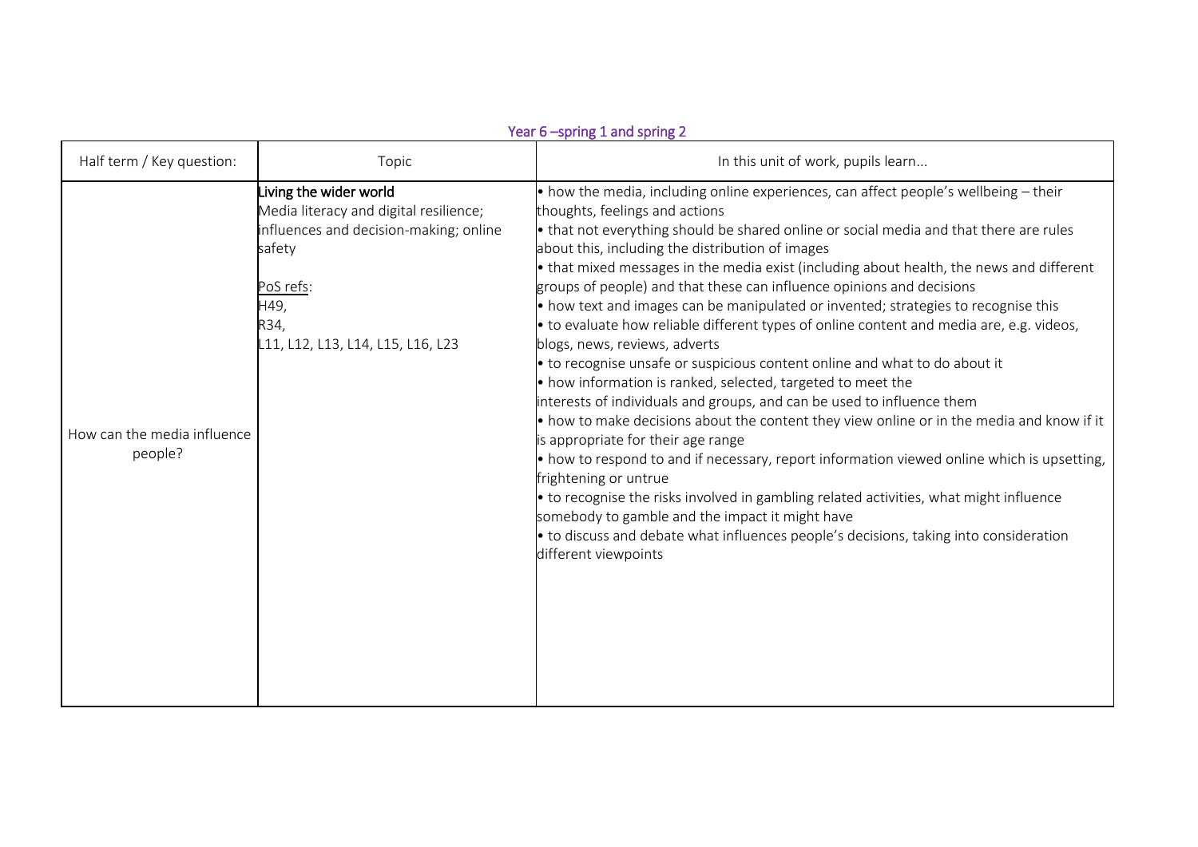Year 6 –spring 1 and spring 2

| Half term / Key question: | Topic | In this unit of work, pupils learn... |
| --- | --- | --- |
| How can the media influence people? | Living the wider world<br>Media literacy and digital resilience; influences and decision-making; online safety<br><br>PoS refs:<br>H49,<br>R34,<br>L11, L12, L13, L14, L15, L16, L23 | • how the media, including online experiences, can affect people's wellbeing – their thoughts, feelings and actions<br>• that not everything should be shared online or social media and that there are rules about this, including the distribution of images<br>• that mixed messages in the media exist (including about health, the news and different groups of people) and that these can influence opinions and decisions<br>• how text and images can be manipulated or invented; strategies to recognise this<br>• to evaluate how reliable different types of online content and media are, e.g. videos, blogs, news, reviews, adverts<br>• to recognise unsafe or suspicious content online and what to do about it<br>• how information is ranked, selected, targeted to meet the interests of individuals and groups, and can be used to influence them<br>• how to make decisions about the content they view online or in the media and know if it is appropriate for their age range<br>• how to respond to and if necessary, report information viewed online which is upsetting, frightening or untrue<br>• to recognise the risks involved in gambling related activities, what might influence somebody to gamble and the impact it might have<br>• to discuss and debate what influences people's decisions, taking into consideration different viewpoints |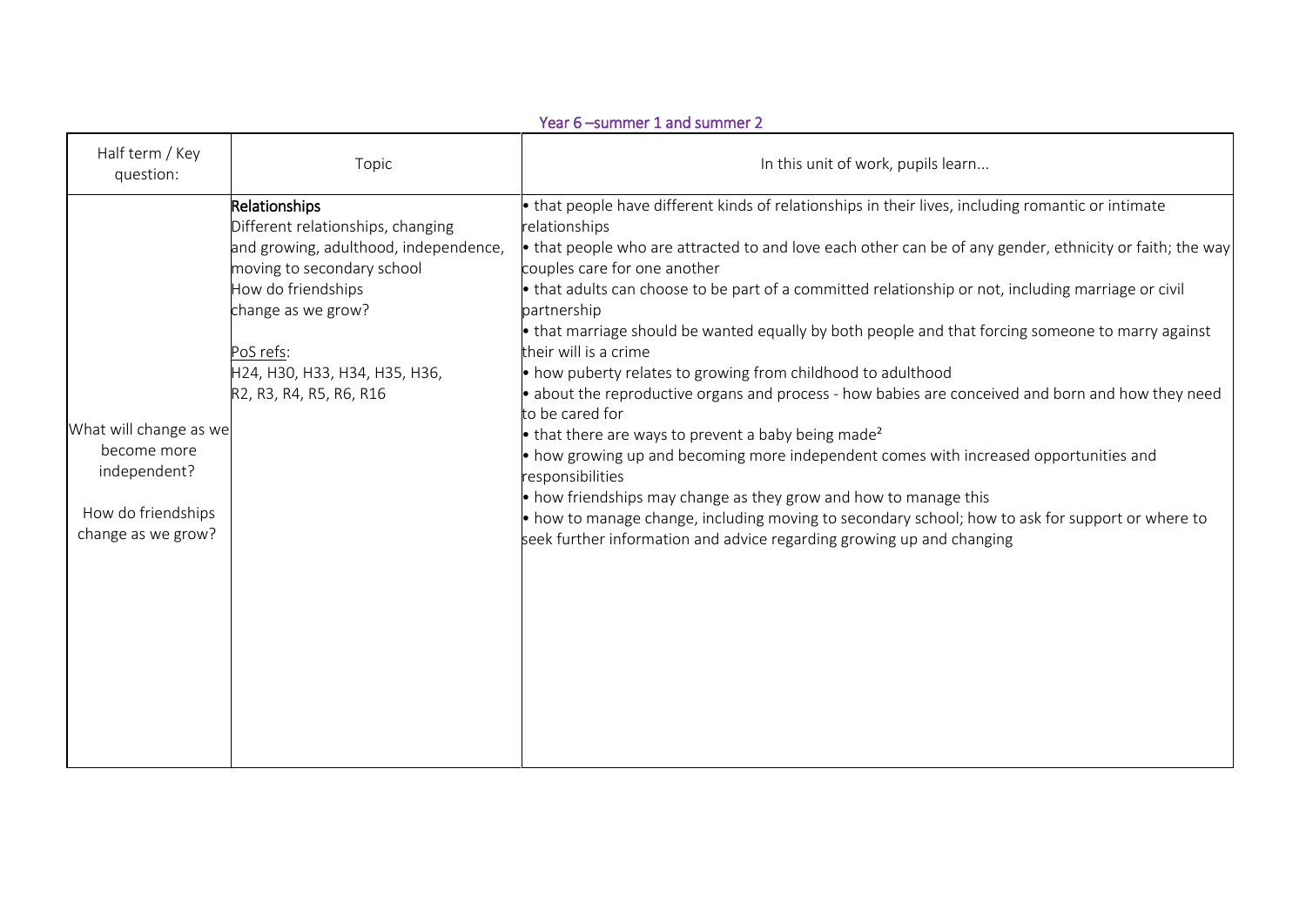Year 6 –summer 1 and summer 2

| Half term / Key question: | Topic | In this unit of work, pupils learn... |
|---|---|---|
| What will change as we become more independent?<br><br>How do friendships change as we grow? | **Relationships**<br>Different relationships, changing and growing, adulthood, independence, moving to secondary school<br>How do friendships change as we grow?<br><br>PoS refs:<br>H24, H30, H33, H34, H35, H36, R2, R3, R4, R5, R6, R16 | • that people have different kinds of relationships in their lives, including romantic or intimate relationships<br>• that people who are attracted to and love each other can be of any gender, ethnicity or faith; the way couples care for one another<br>• that adults can choose to be part of a committed relationship or not, including marriage or civil partnership<br>• that marriage should be wanted equally by both people and that forcing someone to marry against their will is a crime<br>• how puberty relates to growing from childhood to adulthood<br>• about the reproductive organs and process - how babies are conceived and born and how they need to be cared for<br>• that there are ways to prevent a baby being made[2]<br>• how growing up and becoming more independent comes with increased opportunities and responsibilities<br>• how friendships may change as they grow and how to manage this<br>• how to manage change, including moving to secondary school; how to ask for support or where to seek further information and advice regarding growing up and changing |